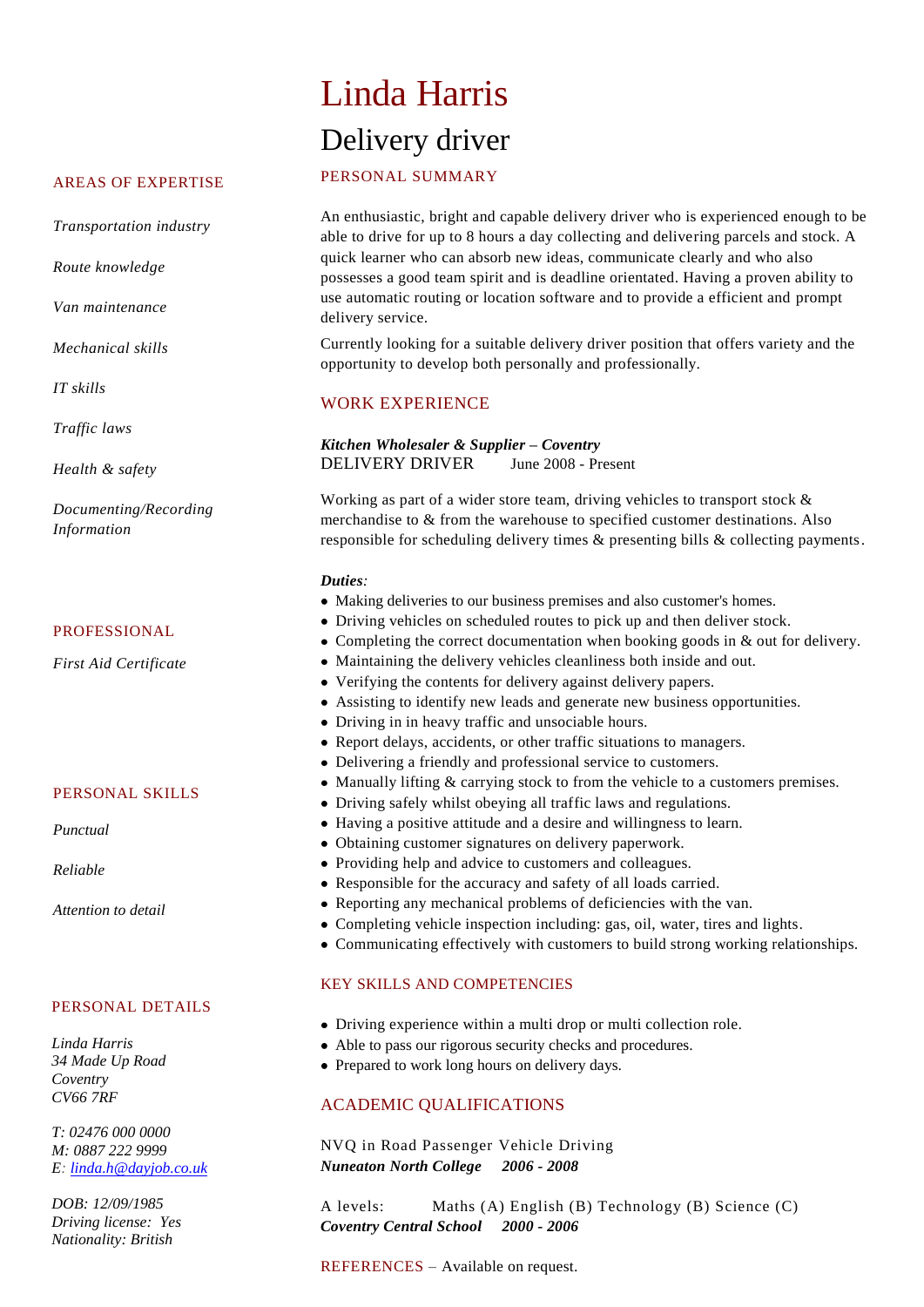# Linda Harris

## Delivery driver

### PERSONAL SUMMARY

An enthusiastic, bright and capable delivery driver who is experienced enough to be able to drive for up to 8 hours a day collecting and delivering parcels and stock. A quick learner who can absorb new ideas, communicate clearly and who also possesses a good team spirit and is deadline orientated. Having a proven ability to use automatic routing or location software and to provide a efficient and prompt delivery service.

Currently looking for a suitable delivery driver position that offers variety and the opportunity to develop both personally and professionally.

### WORK EXPERIENCE

***Kitchen Wholesaler & Supplier – Coventry***
DELIVERY DRIVER    June 2008 - Present

Working as part of a wider store team, driving vehicles to transport stock & merchandise to & from the warehouse to specified customer destinations. Also responsible for scheduling delivery times & presenting bills & collecting payments.

***Duties:***

- Making deliveries to our business premises and also customer's homes.
- Driving vehicles on scheduled routes to pick up and then deliver stock.
- Completing the correct documentation when booking goods in & out for delivery.
- Maintaining the delivery vehicles cleanliness both inside and out.
- Verifying the contents for delivery against delivery papers.
- Assisting to identify new leads and generate new business opportunities.
- Driving in in heavy traffic and unsociable hours.
- Report delays, accidents, or other traffic situations to managers.
- Delivering a friendly and professional service to customers.
- Manually lifting & carrying stock to from the vehicle to a customers premises.
- Driving safely whilst obeying all traffic laws and regulations.
- Having a positive attitude and a desire and willingness to learn.
- Obtaining customer signatures on delivery paperwork.
- Providing help and advice to customers and colleagues.
- Responsible for the accuracy and safety of all loads carried.
- Reporting any mechanical problems of deficiencies with the van.
- Completing vehicle inspection including: gas, oil, water, tires and lights.
- Communicating effectively with customers to build strong working relationships.

### KEY SKILLS AND COMPETENCIES

- Driving experience within a multi drop or multi collection role.
- Able to pass our rigorous security checks and procedures.
- Prepared to work long hours on delivery days.

### ACADEMIC QUALIFICATIONS

NVQ in Road Passenger Vehicle Driving
***Nuneaton North College    2006 - 2008***

A levels:    Maths (A) English (B) Technology (B) Science (C)
***Coventry Central School    2000 - 2006***

REFERENCES – Available on request.

### AREAS OF EXPERTISE

*Transportation industry*

*Route knowledge*

*Van maintenance*

*Mechanical skills*

*IT skills*

*Traffic laws*

*Health & safety*

*Documenting/Recording Information*

### PROFESSIONAL

*First Aid Certificate*

### PERSONAL SKILLS

*Punctual*

*Reliable*

*Attention to detail*

### PERSONAL DETAILS

*Linda Harris*
*34 Made Up Road*
*Coventry*
*CV66 7RF*

*T: 02476 000 0000*
*M: 0887 222 9999*
*E: linda.h@dayjob.co.uk*

*DOB: 12/09/1985*
*Driving license: Yes*
*Nationality: British*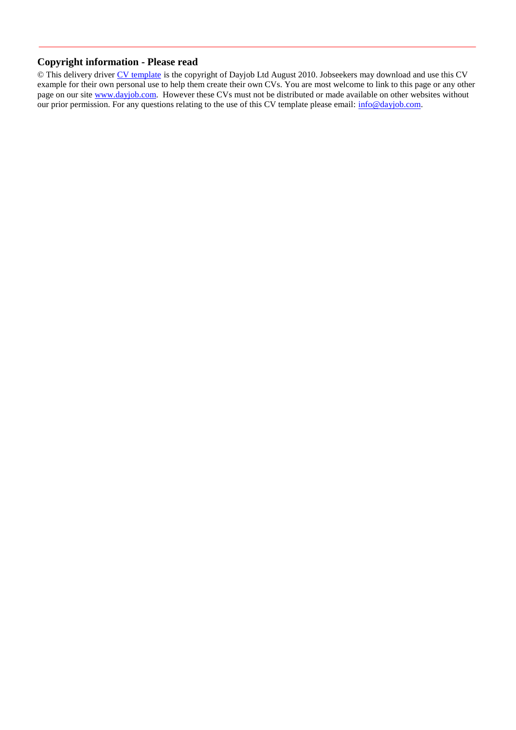---

## Copyright information - Please read

© This delivery driver CV template is the copyright of Dayjob Ltd August 2010. Jobseekers may download and use this CV example for their own personal use to help them create their own CVs. You are most welcome to link to this page or any other page on our site www.dayjob.com. However these CVs must not be distributed or made available on other websites without our prior permission. For any questions relating to the use of this CV template please email: info@dayjob.com.